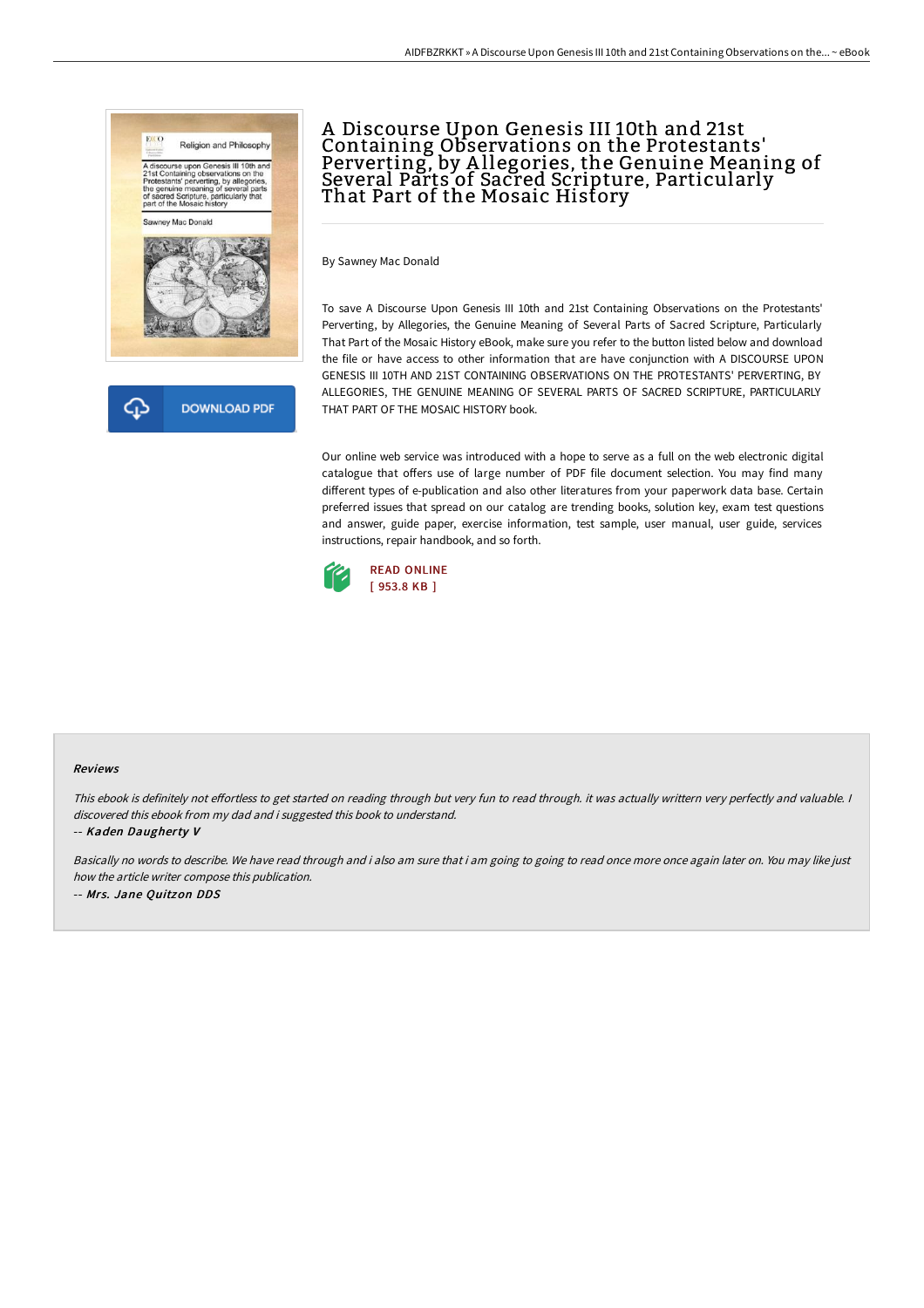# A Discourse Upon Genesis III 10th and 21st Containing Observations on the Protestants' Perverting, by Allegories, the Genuine Meaning of Several Parts of Sacred Scripture, Particularly That Part of the Mosaic History

By Sawney Mac Donald

To save A Discourse Upon Genesis III 10th and 21st Containing Observations on the Protestants' Perverting, by Allegories, the Genuine Meaning of Several Parts of Sacred Scripture, Particularly That Part of the Mosaic History eBook, make sure you refer to the button listed below and download the file or have access to other information that are have conjunction with A DISCOURSE UPON GENESIS III 10TH AND 21ST CONTAINING OBSERVATIONS ON THE PROTESTANTS' PERVERTING, BY ALLEGORIES, THE GENUINE MEANING OF SEVERAL PARTS OF SACRED SCRIPTURE, PARTICULARLY THAT PART OF THE MOSAIC HISTORY book.

Our online web service was introduced with a hope to serve as a full on the web electronic digital catalogue that offers use of large number of PDF file document selection. You may find many different types of e-publication and also other literatures from your paperwork data base. Certain preferred issues that spread on our catalog are trending books, solution key, exam test questions and answer, guide paper, exercise information, test sample, user manual, user guide, services instructions, repair handbook, and so forth.

DOWNLOAD PDF

READ ONLINE
[ 953.8 KB ]

### Reviews

*This ebook is definitely not effortless to get started on reading through but very fun to read through. it was actually writtern very perfectly and valuable. I discovered this ebook from my dad and i suggested this book to understand.*

*-- Kaden Daugherty V*

*Basically no words to describe. We have read through and i also am sure that i am going to going to read once more once again later on. You may like just how the article writer compose this publication.*

*-- Mrs. Jane Quitzon DDS*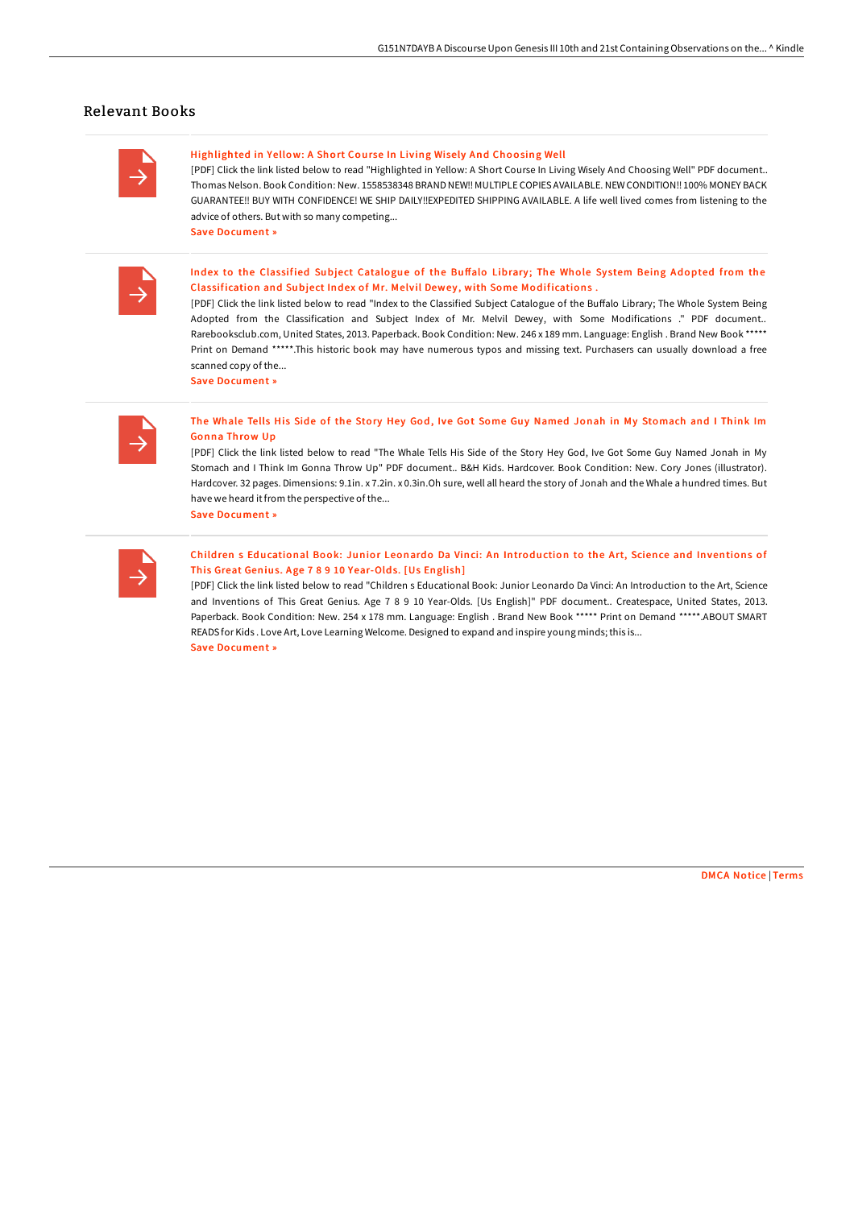## Relevant Books

### Highlighted in Yellow: A Short Course In Living Wisely And Choosing Well

[PDF] Click the link listed below to read "Highlighted in Yellow: A Short Course In Living Wisely And Choosing Well" PDF document.. Thomas Nelson. Book Condition: New. 1558538348 BRAND NEW!! MULTIPLE COPIES AVAILABLE. NEW CONDITION!! 100% MONEY BACK GUARANTEE!! BUY WITH CONFIDENCE! WE SHIP DAILY!!EXPEDITED SHIPPING AVAILABLE. A life well lived comes from listening to the advice of others. But with so many competing...

Save Document »

### Index to the Classified Subject Catalogue of the Buffalo Library; The Whole System Being Adopted from the Classification and Subject Index of Mr. Melvil Dewey, with Some Modifications .

[PDF] Click the link listed below to read "Index to the Classified Subject Catalogue of the Buffalo Library; The Whole System Being Adopted from the Classification and Subject Index of Mr. Melvil Dewey, with Some Modifications ." PDF document.. Rarebooksclub.com, United States, 2013. Paperback. Book Condition: New. 246 x 189 mm. Language: English . Brand New Book ***** Print on Demand *****.This historic book may have numerous typos and missing text. Purchasers can usually download a free scanned copy of the...

Save Document »

### The Whale Tells His Side of the Story Hey God, Ive Got Some Guy Named Jonah in My Stomach and I Think Im Gonna Throw Up

[PDF] Click the link listed below to read "The Whale Tells His Side of the Story Hey God, Ive Got Some Guy Named Jonah in My Stomach and I Think Im Gonna Throw Up" PDF document.. B&H Kids. Hardcover. Book Condition: New. Cory Jones (illustrator). Hardcover. 32 pages. Dimensions: 9.1in. x 7.2in. x 0.3in.Oh sure, well all heard the story of Jonah and the Whale a hundred times. But have we heard it from the perspective of the...

Save Document »

### Children s Educational Book: Junior Leonardo Da Vinci: An Introduction to the Art, Science and Inventions of This Great Genius. Age 7 8 9 10 Year-Olds. [Us English]

[PDF] Click the link listed below to read "Children s Educational Book: Junior Leonardo Da Vinci: An Introduction to the Art, Science and Inventions of This Great Genius. Age 7 8 9 10 Year-Olds. [Us English]" PDF document.. Createspace, United States, 2013. Paperback. Book Condition: New. 254 x 178 mm. Language: English . Brand New Book ***** Print on Demand *****.ABOUT SMART READS for Kids . Love Art, Love Learning Welcome. Designed to expand and inspire young minds; this is...

Save Document »

DMCA Notice | Terms